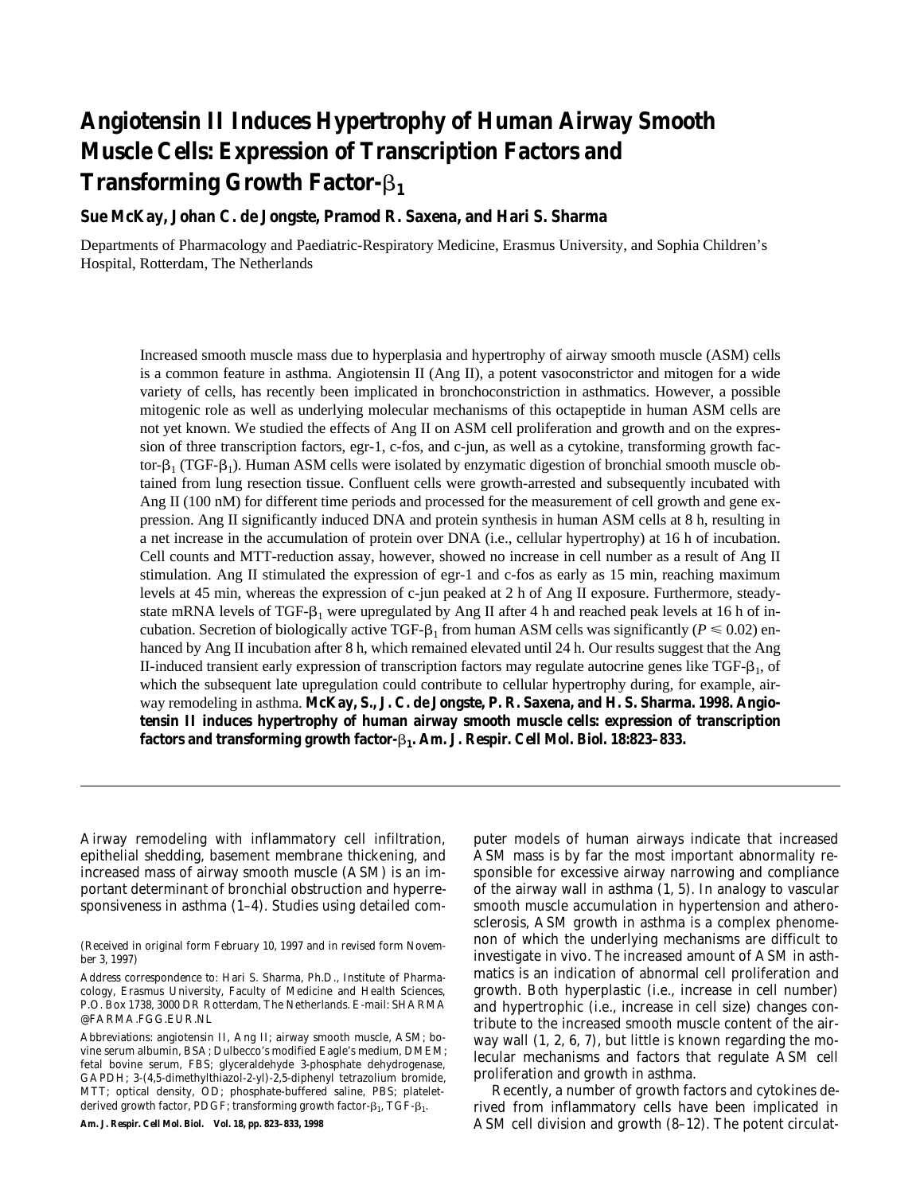# Angiotensin II Induces Hypertrophy of Human Airway Smooth Muscle Cells: Expression of Transcription Factors and Transforming Growth Factor-$\beta_1$

**Sue McKay, Johan C. de Jongste, Pramod R. Saxena, and Hari S. Sharma**

Departments of Pharmacology and Paediatric-Respiratory Medicine, Erasmus University, and Sophia Children's Hospital, Rotterdam, The Netherlands

Increased smooth muscle mass due to hyperplasia and hypertrophy of airway smooth muscle (ASM) cells is a common feature in asthma. Angiotensin II (Ang II), a potent vasoconstrictor and mitogen for a wide variety of cells, has recently been implicated in bronchoconstriction in asthmatics. However, a possible mitogenic role as well as underlying molecular mechanisms of this octapeptide in human ASM cells are not yet known. We studied the effects of Ang II on ASM cell proliferation and growth and on the expression of three transcription factors, egr-1, c-fos, and c-jun, as well as a cytokine, transforming growth factor-$\beta_1$ (TGF-$\beta_1$). Human ASM cells were isolated by enzymatic digestion of bronchial smooth muscle obtained from lung resection tissue. Confluent cells were growth-arrested and subsequently incubated with Ang II (100 nM) for different time periods and processed for the measurement of cell growth and gene expression. Ang II significantly induced DNA and protein synthesis in human ASM cells at 8 h, resulting in a net increase in the accumulation of protein over DNA (i.e., cellular hypertrophy) at 16 h of incubation. Cell counts and MTT-reduction assay, however, showed no increase in cell number as a result of Ang II stimulation. Ang II stimulated the expression of egr-1 and c-fos as early as 15 min, reaching maximum levels at 45 min, whereas the expression of c-jun peaked at 2 h of Ang II exposure. Furthermore, steady-state mRNA levels of TGF-$\beta_1$ were upregulated by Ang II after 4 h and reached peak levels at 16 h of incubation. Secretion of biologically active TGF-$\beta_1$ from human ASM cells was significantly ($P \leq 0.02$) enhanced by Ang II incubation after 8 h, which remained elevated until 24 h. Our results suggest that the Ang II-induced transient early expression of transcription factors may regulate autocrine genes like TGF-$\beta_1$, of which the subsequent late upregulation could contribute to cellular hypertrophy during, for example, airway remodeling in asthma. **McKay, S., J. C. de Jongste, P. R. Saxena, and H. S. Sharma. 1998. Angiotensin II induces hypertrophy of human airway smooth muscle cells: expression of transcription factors and transforming growth factor-$\beta_1$. Am. J. Respir. Cell Mol. Biol. 18:823–833.**

Airway remodeling with inflammatory cell infiltration, epithelial shedding, basement membrane thickening, and increased mass of airway smooth muscle (ASM) is an important determinant of bronchial obstruction and hyperresponsiveness in asthma (1–4). Studies using detailed computer models of human airways indicate that increased ASM mass is by far the most important abnormality responsible for excessive airway narrowing and compliance of the airway wall in asthma (1, 5). In analogy to vascular smooth muscle accumulation in hypertension and atherosclerosis, ASM growth in asthma is a complex phenomenon of which the underlying mechanisms are difficult to investigate in vivo. The increased amount of ASM in asthmatics is an indication of abnormal cell proliferation and growth. Both hyperplastic (i.e., increase in cell number) and hypertrophic (i.e., increase in cell size) changes contribute to the increased smooth muscle content of the airway wall (1, 2, 6, 7), but little is known regarding the molecular mechanisms and factors that regulate ASM cell proliferation and growth in asthma.

Recently, a number of growth factors and cytokines derived from inflammatory cells have been implicated in ASM cell division and growth (8–12). The potent circulat-

(Received in original form February 10, 1997 and in revised form November 3, 1997)

Address correspondence to: Hari S. Sharma, Ph.D., Institute of Pharmacology, Erasmus University, Faculty of Medicine and Health Sciences, P.O. Box 1738, 3000 DR Rotterdam, The Netherlands. E-mail: SHARMA@FARMA.FGG.EUR.NL

Abbreviations: angiotensin II, Ang II; airway smooth muscle, ASM; bovine serum albumin, BSA; Dulbecco's modified Eagle's medium, DMEM; fetal bovine serum, FBS; glyceraldehyde 3-phosphate dehydrogenase, GAPDH; 3-(4,5-dimethylthiazol-2-yl)-2,5-diphenyl tetrazolium bromide, MTT; optical density, OD; phosphate-buffered saline, PBS; platelet-derived growth factor, PDGF; transforming growth factor-$\beta_1$, TGF-$\beta_1$.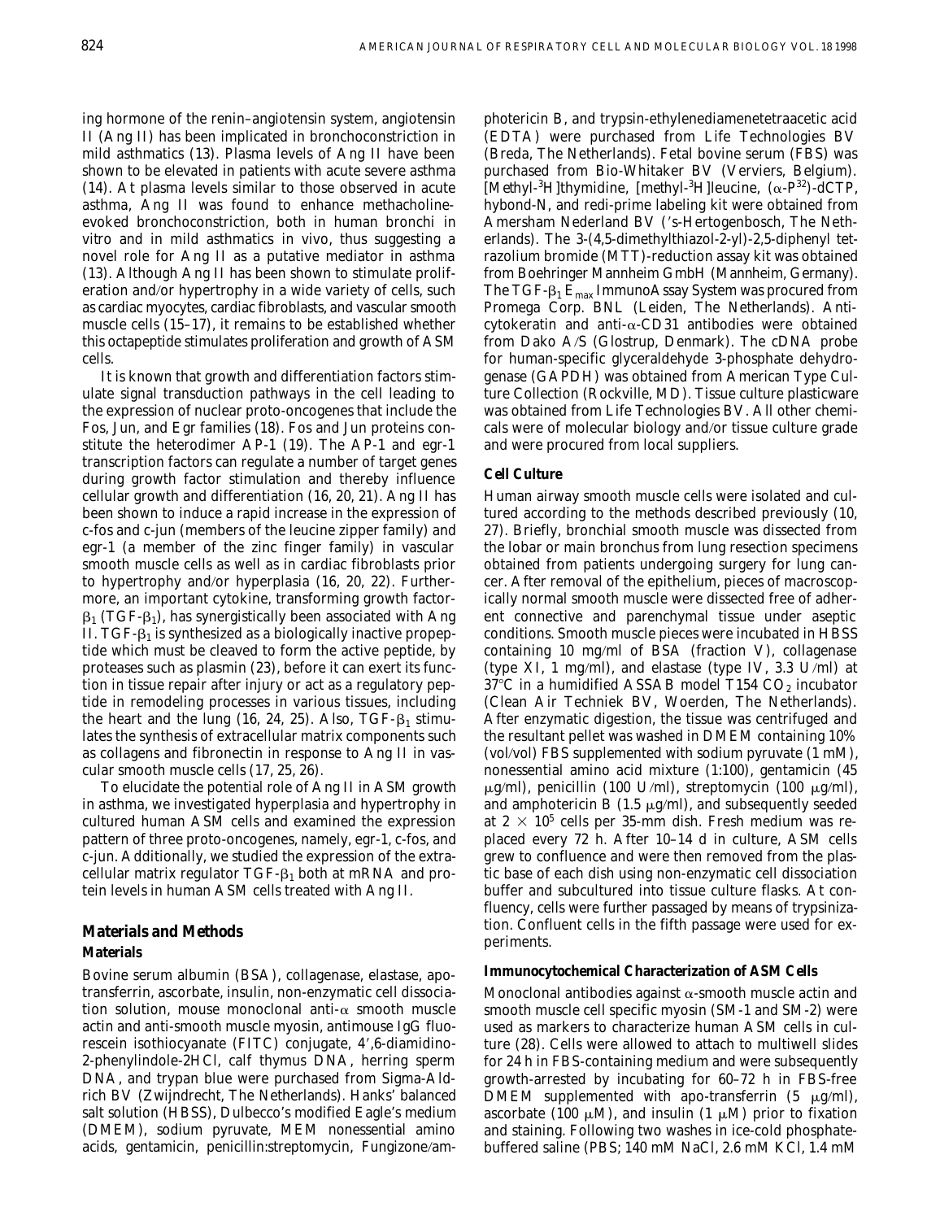ing hormone of the renin–angiotensin system, angiotensin II (Ang II) has been implicated in bronchoconstriction in mild asthmatics (13). Plasma levels of Ang II have been shown to be elevated in patients with acute severe asthma (14). At plasma levels similar to those observed in acute asthma, Ang II was found to enhance methacholine-evoked bronchoconstriction, both in human bronchi in vitro and in mild asthmatics in vivo, thus suggesting a novel role for Ang II as a putative mediator in asthma (13). Although Ang II has been shown to stimulate proliferation and/or hypertrophy in a wide variety of cells, such as cardiac myocytes, cardiac fibroblasts, and vascular smooth muscle cells (15–17), it remains to be established whether this octapeptide stimulates proliferation and growth of ASM cells.

It is known that growth and differentiation factors stimulate signal transduction pathways in the cell leading to the expression of nuclear proto-oncogenes that include the Fos, Jun, and Egr families (18). Fos and Jun proteins constitute the heterodimer AP-1 (19). The AP-1 and egr-1 transcription factors can regulate a number of target genes during growth factor stimulation and thereby influence cellular growth and differentiation (16, 20, 21). Ang II has been shown to induce a rapid increase in the expression of c-fos and c-jun (members of the leucine zipper family) and egr-1 (a member of the zinc finger family) in vascular smooth muscle cells as well as in cardiac fibroblasts prior to hypertrophy and/or hyperplasia (16, 20, 22). Furthermore, an important cytokine, transforming growth factor-$\beta_1$ (TGF-$\beta_1$), has synergistically been associated with Ang II. TGF-$\beta_1$ is synthesized as a biologically inactive propeptide which must be cleaved to form the active peptide, by proteases such as plasmin (23), before it can exert its function in tissue repair after injury or act as a regulatory peptide in remodeling processes in various tissues, including the heart and the lung (16, 24, 25). Also, TGF-$\beta_1$ stimulates the synthesis of extracellular matrix components such as collagens and fibronectin in response to Ang II in vascular smooth muscle cells (17, 25, 26).

To elucidate the potential role of Ang II in ASM growth in asthma, we investigated hyperplasia and hypertrophy in cultured human ASM cells and examined the expression pattern of three proto-oncogenes, namely, egr-1, c-fos, and c-jun. Additionally, we studied the expression of the extracellular matrix regulator TGF-$\beta_1$ both at mRNA and protein levels in human ASM cells treated with Ang II.

## Materials and Methods

### Materials

Bovine serum albumin (BSA), collagenase, elastase, apotransferrin, ascorbate, insulin, non-enzymatic cell dissociation solution, mouse monoclonal anti-$\alpha$ smooth muscle actin and anti-smooth muscle myosin, antimouse IgG fluorescein isothiocyanate (FITC) conjugate, 4′,6-diamidino-2-phenylindole-2HCl, calf thymus DNA, herring sperm DNA, and trypan blue were purchased from Sigma-Aldrich BV (Zwijndrecht, The Netherlands). Hanks' balanced salt solution (HBSS), Dulbecco's modified Eagle's medium (DMEM), sodium pyruvate, MEM nonessential amino acids, gentamicin, penicillin:streptomycin, Fungizone/amphotericin B, and trypsin-ethylenediamenetetraacetic acid (EDTA) were purchased from Life Technologies BV (Breda, The Netherlands). Fetal bovine serum (FBS) was purchased from Bio-Whitaker BV (Verviers, Belgium). [Methyl-$^3$H]thymidine, [methyl-$^3$H]leucine, ($\alpha$-$P^{32}$)-dCTP, hybond-N, and redi-prime labeling kit were obtained from Amersham Nederland BV ('s-Hertogenbosch, The Netherlands). The 3-(4,5-dimethylthiazol-2-yl)-2,5-diphenyl tetrazolium bromide (MTT)-reduction assay kit was obtained from Boehringer Mannheim GmbH (Mannheim, Germany). The TGF-$\beta_1$ $E_{max}$ ImmunoAssay System was procured from Promega Corp. BNL (Leiden, The Netherlands). Anti-cytokeratin and anti-$\alpha$-CD31 antibodies were obtained from Dako A/S (Glostrup, Denmark). The cDNA probe for human-specific glyceraldehyde 3-phosphate dehydrogenase (GAPDH) was obtained from American Type Culture Collection (Rockville, MD). Tissue culture plasticware was obtained from Life Technologies BV. All other chemicals were of molecular biology and/or tissue culture grade and were procured from local suppliers.

### Cell Culture

Human airway smooth muscle cells were isolated and cultured according to the methods described previously (10, 27). Briefly, bronchial smooth muscle was dissected from the lobar or main bronchus from lung resection specimens obtained from patients undergoing surgery for lung cancer. After removal of the epithelium, pieces of macroscopically normal smooth muscle were dissected free of adherent connective and parenchymal tissue under aseptic conditions. Smooth muscle pieces were incubated in HBSS containing 10 mg/ml of BSA (fraction V), collagenase (type XI, 1 mg/ml), and elastase (type IV, 3.3 U/ml) at 37°C in a humidified ASSAB model T154 $CO_2$ incubator (Clean Air Techniek BV, Woerden, The Netherlands). After enzymatic digestion, the tissue was centrifuged and the resultant pellet was washed in DMEM containing 10% (vol/vol) FBS supplemented with sodium pyruvate (1 mM), nonessential amino acid mixture (1:100), gentamicin (45 $\mu$g/ml), penicillin (100 U/ml), streptomycin (100 $\mu$g/ml), and amphotericin B (1.5 $\mu$g/ml), and subsequently seeded at $2 \times 10^5$ cells per 35-mm dish. Fresh medium was replaced every 72 h. After 10–14 d in culture, ASM cells grew to confluence and were then removed from the plastic base of each dish using non-enzymatic cell dissociation buffer and subcultured into tissue culture flasks. At confluency, cells were further passaged by means of trypsinization. Confluent cells in the fifth passage were used for experiments.

### Immunocytochemical Characterization of ASM Cells

Monoclonal antibodies against $\alpha$-smooth muscle actin and smooth muscle cell specific myosin (SM-1 and SM-2) were used as markers to characterize human ASM cells in culture (28). Cells were allowed to attach to multiwell slides for 24 h in FBS-containing medium and were subsequently growth-arrested by incubating for 60–72 h in FBS-free DMEM supplemented with apo-transferrin (5 $\mu$g/ml), ascorbate (100 $\mu$M), and insulin (1 $\mu$M) prior to fixation and staining. Following two washes in ice-cold phosphate-buffered saline (PBS; 140 mM NaCl, 2.6 mM KCl, 1.4 mM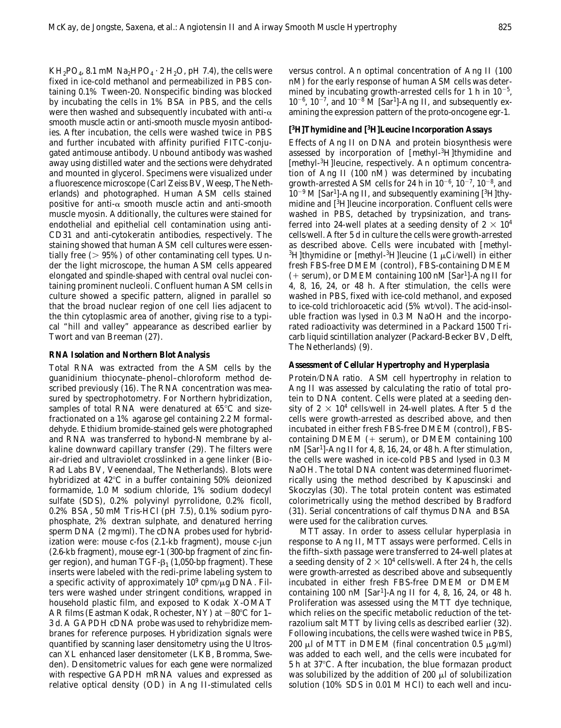$KH_2PO_4$, 8.1 mM $Na_2HPO_4 \cdot 2\,H_2O$, pH 7.4), the cells were fixed in ice-cold methanol and permeabilized in PBS containing 0.1% Tween-20. Nonspecific binding was blocked by incubating the cells in 1% BSA in PBS, and the cells were then washed and subsequently incubated with anti-$\alpha$ smooth muscle actin or anti-smooth muscle myosin antibodies. After incubation, the cells were washed twice in PBS and further incubated with affinity purified FITC-conjugated antimouse antibody. Unbound antibody was washed away using distilled water and the sections were dehydrated and mounted in glycerol. Specimens were visualized under a fluorescence microscope (Carl Zeiss BV, Weesp, The Netherlands) and photographed. Human ASM cells stained positive for anti-$\alpha$ smooth muscle actin and anti-smooth muscle myosin. Additionally, the cultures were stained for endothelial and epithelial cell contamination using anti-CD31 and anti-cytokeratin antibodies, respectively. The staining showed that human ASM cell cultures were essentially free (> 95%) of other contaminating cell types. Under the light microscope, the human ASM cells appeared elongated and spindle-shaped with central oval nuclei containing prominent nucleoli. Confluent human ASM cells in culture showed a specific pattern, aligned in parallel so that the broad nuclear region of one cell lies adjacent to the thin cytoplasmic area of another, giving rise to a typical "hill and valley" appearance as described earlier by Twort and van Breeman (27).

### RNA Isolation and Northern Blot Analysis

Total RNA was extracted from the ASM cells by the guanidinium thiocyanate–phenol–chloroform method described previously (16). The RNA concentration was measured by spectrophotometry. For Northern hybridization, samples of total RNA were denatured at 65°C and size-fractionated on a 1% agarose gel containing 2.2 M formaldehyde. Ethidium bromide-stained gels were photographed and RNA was transferred to hybond-N membrane by alkaline downward capillary transfer (29). The filters were air-dried and ultraviolet crosslinked in a gene linker (Bio-Rad Labs BV, Veenendaal, The Netherlands). Blots were hybridized at 42°C in a buffer containing 50% deionized formamide, 1.0 M sodium chloride, 1% sodium dodecyl sulfate (SDS), 0.2% polyvinyl pyrrolidone, 0.2% ficoll, 0.2% BSA, 50 mM Tris-HCl (pH 7.5), 0.1% sodium pyrophosphate, 2% dextran sulphate, and denatured herring sperm DNA (2 mg/ml). The cDNA probes used for hybridization were: mouse c-fos (2.1-kb fragment), mouse c-jun (2.6-kb fragment), mouse egr-1 (300-bp fragment of zinc finger region), and human TGF-$\beta_1$ (1,050-bp fragment). These inserts were labeled with the redi-prime labeling system to a specific activity of approximately $10^9$ cpm/$\mu$g DNA. Filters were washed under stringent conditions, wrapped in household plastic film, and exposed to Kodak X-OMAT AR films (Eastman Kodak, Rochester, NY) at −80°C for 1–3 d. A GAPDH cDNA probe was used to rehybridize membranes for reference purposes. Hybridization signals were quantified by scanning laser densitometry using the Ultroscan XL enhanced laser densitometer (LKB, Bromma, Sweden). Densitometric values for each gene were normalized with respective GAPDH mRNA values and expressed as relative optical density (OD) in Ang II-stimulated cells versus control. An optimal concentration of Ang II (100 nM) for the early response of human ASM cells was determined by incubating growth-arrested cells for 1 h in $10^{-5}$, $10^{-6}$, $10^{-7}$, and $10^{-8}$ M [Sar[1]]-Ang II, and subsequently examining the expression pattern of the proto-oncogene egr-1.

### [$^3$H]Thymidine and [$^3$H]Leucine Incorporation Assays

Effects of Ang II on DNA and protein biosynthesis were assessed by incorporation of [methyl-$^3$H]thymidine and [methyl-$^3$H]leucine, respectively. An optimum concentration of Ang II (100 nM) was determined by incubating growth-arrested ASM cells for 24 h in $10^{-6}$, $10^{-7}$, $10^{-8}$, and $10^{-9}$ M [Sar[1]]-Ang II, and subsequently examining [$^3$H]thymidine and [$^3$H]leucine incorporation. Confluent cells were washed in PBS, detached by trypsinization, and transferred into 24-well plates at a seeding density of $2 \times 10^4$ cells/well. After 5 d in culture the cells were growth-arrested as described above. Cells were incubated with [methyl-$^3$H]thymidine or [methyl-$^3$H]leucine (1 $\mu$Ci/well) in either fresh FBS-free DMEM (control), FBS-containing DMEM (+ serum), or DMEM containing 100 nM [Sar[1]]-Ang II for 4, 8, 16, 24, or 48 h. After stimulation, the cells were washed in PBS, fixed with ice-cold methanol, and exposed to ice-cold trichloroacetic acid (5% wt/vol). The acid-insoluble fraction was lysed in 0.3 M NaOH and the incorporated radioactivity was determined in a Packard 1500 Tricarb liquid scintillation analyzer (Packard-Becker BV, Delft, The Netherlands) (9).

### Assessment of Cellular Hypertrophy and Hyperplasia

*Protein/DNA ratio.* ASM cell hypertrophy in relation to Ang II was assessed by calculating the ratio of total protein to DNA content. Cells were plated at a seeding density of $2 \times 10^4$ cells/well in 24-well plates. After 5 d the cells were growth-arrested as described above, and then incubated in either fresh FBS-free DMEM (control), FBS-containing DMEM (+ serum), or DMEM containing 100 nM [Sar[1]]-Ang II for 4, 8, 16, 24, or 48 h. After stimulation, the cells were washed in ice-cold PBS and lysed in 0.3 M NaOH. The total DNA content was determined fluorimetrically using the method described by Kapuscinski and Skoczylas (30). The total protein content was estimated colorimetrically using the method described by Bradford (31). Serial concentrations of calf thymus DNA and BSA were used for the calibration curves.

*MTT assay.* In order to assess cellular hyperplasia in response to Ang II, MTT assays were performed. Cells in the fifth–sixth passage were transferred to 24-well plates at a seeding density of $2 \times 10^4$ cells/well. After 24 h, the cells were growth-arrested as described above and subsequently incubated in either fresh FBS-free DMEM or DMEM containing 100 nM [Sar[1]]-Ang II for 4, 8, 16, 24, or 48 h. Proliferation was assessed using the MTT dye technique, which relies on the specific metabolic reduction of the tetrazolium salt MTT by living cells as described earlier (32). Following incubations, the cells were washed twice in PBS, 200 $\mu$l of MTT in DMEM (final concentration 0.5 $\mu$g/ml) was added to each well, and the cells were incubated for 5 h at 37°C. After incubation, the blue formazan product was solubilized by the addition of 200 $\mu$l of solubilization solution (10% SDS in 0.01 M HCl) to each well and incu-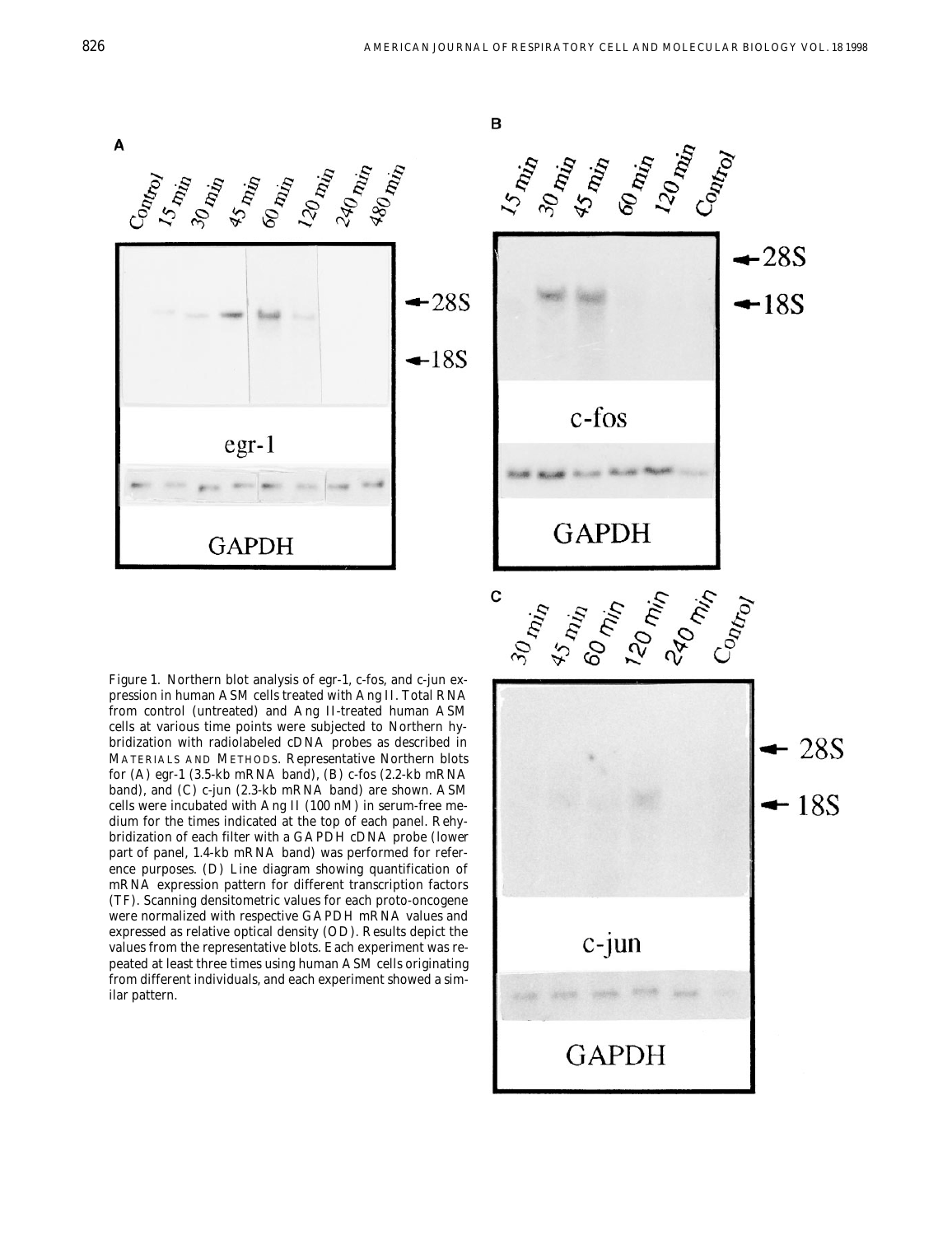Figure 1. Northern blot analysis of egr-1, c-fos, and c-jun expression in human ASM cells treated with Ang II. Total RNA from control (untreated) and Ang II-treated human ASM cells at various time points were subjected to Northern hybridization with radiolabeled cDNA probes as described in MATERIALS AND METHODS. Representative Northern blots for (A) egr-1 (3.5-kb mRNA band), (B) c-fos (2.2-kb mRNA band), and (C) c-jun (2.3-kb mRNA band) are shown. ASM cells were incubated with Ang II (100 nM) in serum-free medium for the times indicated at the top of each panel. Rehybridization of each filter with a GAPDH cDNA probe (lower part of panel, 1.4-kb mRNA band) was performed for reference purposes. (D) Line diagram showing quantification of mRNA expression pattern for different transcription factors (TF). Scanning densitometric values for each proto-oncogene were normalized with respective GAPDH mRNA values and expressed as relative optical density (OD). Results depict the values from the representative blots. Each experiment was repeated at least three times using human ASM cells originating from different individuals, and each experiment showed a similar pattern.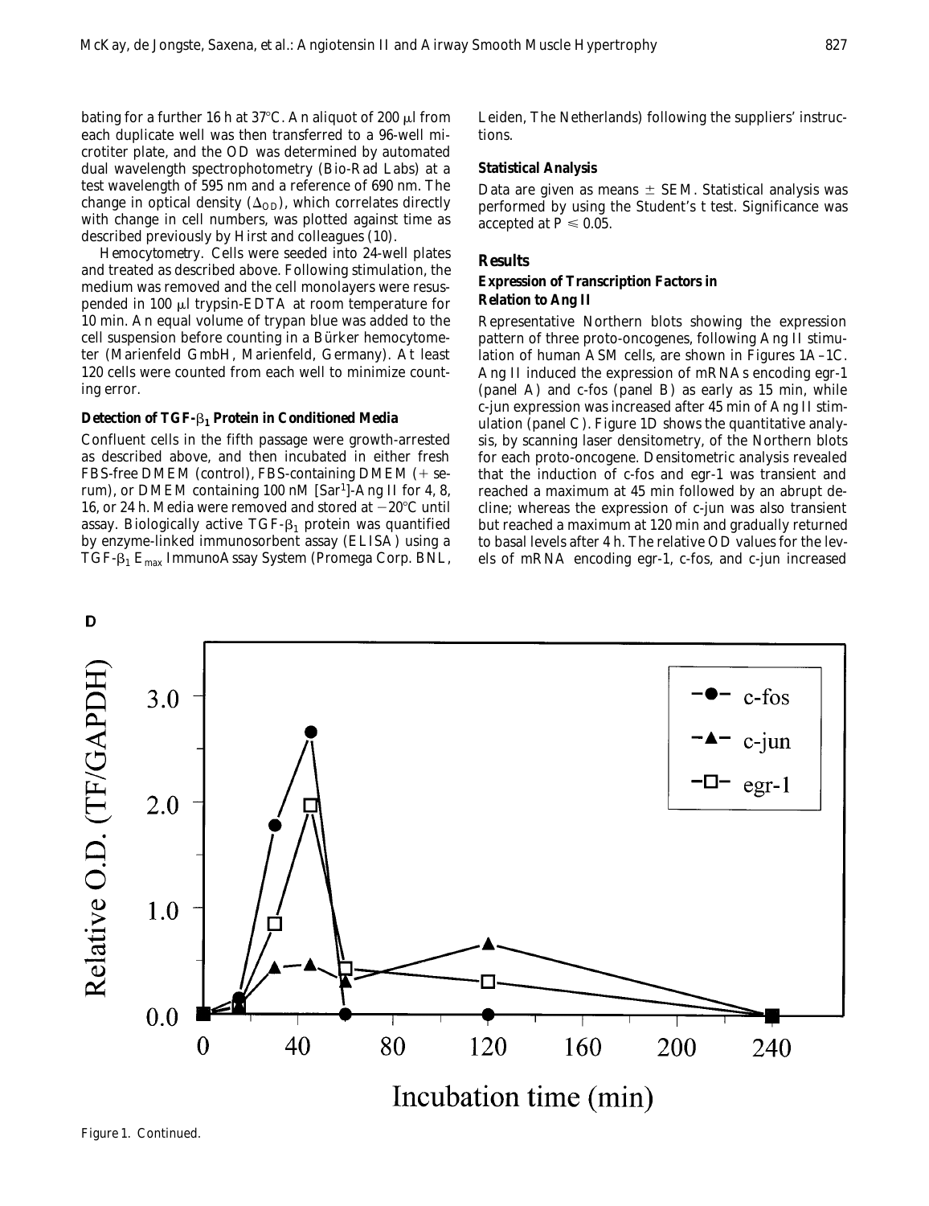bating for a further 16 h at 37°C. An aliquot of 200 μl from each duplicate well was then transferred to a 96-well microtiter plate, and the OD was determined by automated dual wavelength spectrophotometry (Bio-Rad Labs) at a test wavelength of 595 nm and a reference of 690 nm. The change in optical density ($\Delta_{OD}$), which correlates directly with change in cell numbers, was plotted against time as described previously by Hirst and colleagues (10).

*Hemocytometry.* Cells were seeded into 24-well plates and treated as described above. Following stimulation, the medium was removed and the cell monolayers were resuspended in 100 μl trypsin-EDTA at room temperature for 10 min. An equal volume of trypan blue was added to the cell suspension before counting in a Bürker hemocytometer (Marienfeld GmbH, Marienfeld, Germany). At least 120 cells were counted from each well to minimize counting error.

#### Detection of TGF-$\beta_1$ Protein in Conditioned Media

Confluent cells in the fifth passage were growth-arrested as described above, and then incubated in either fresh FBS-free DMEM (control), FBS-containing DMEM (+ serum), or DMEM containing 100 nM [Sar[1]]-Ang II for 4, 8, 16, or 24 h. Media were removed and stored at −20°C until assay. Biologically active TGF-$\beta_1$ protein was quantified by enzyme-linked immunosorbent assay (ELISA) using a TGF-$\beta_1$ $E_{max}$ ImmunoAssay System (Promega Corp. BNL, Leiden, The Netherlands) following the suppliers' instructions.

#### Statistical Analysis

Data are given as means ± SEM. Statistical analysis was performed by using the Student's t test. Significance was accepted at $P \leq 0.05$.

## Results

### Expression of Transcription Factors in Relation to Ang II

Representative Northern blots showing the expression pattern of three proto-oncogenes, following Ang II stimulation of human ASM cells, are shown in Figures 1A–1C. Ang II induced the expression of mRNAs encoding egr-1 (panel A) and c-fos (panel B) as early as 15 min, while c-jun expression was increased after 45 min of Ang II stimulation (panel C). Figure 1D shows the quantitative analysis, by scanning laser densitometry, of the Northern blots for each proto-oncogene. Densitometric analysis revealed that the induction of c-fos and egr-1 was transient and reached a maximum at 45 min followed by an abrupt decline; whereas the expression of c-jun was also transient but reached a maximum at 120 min and gradually returned to basal levels after 4 h. The relative OD values for the levels of mRNA encoding egr-1, c-fos, and c-jun increased

D

Figure 1. Continued.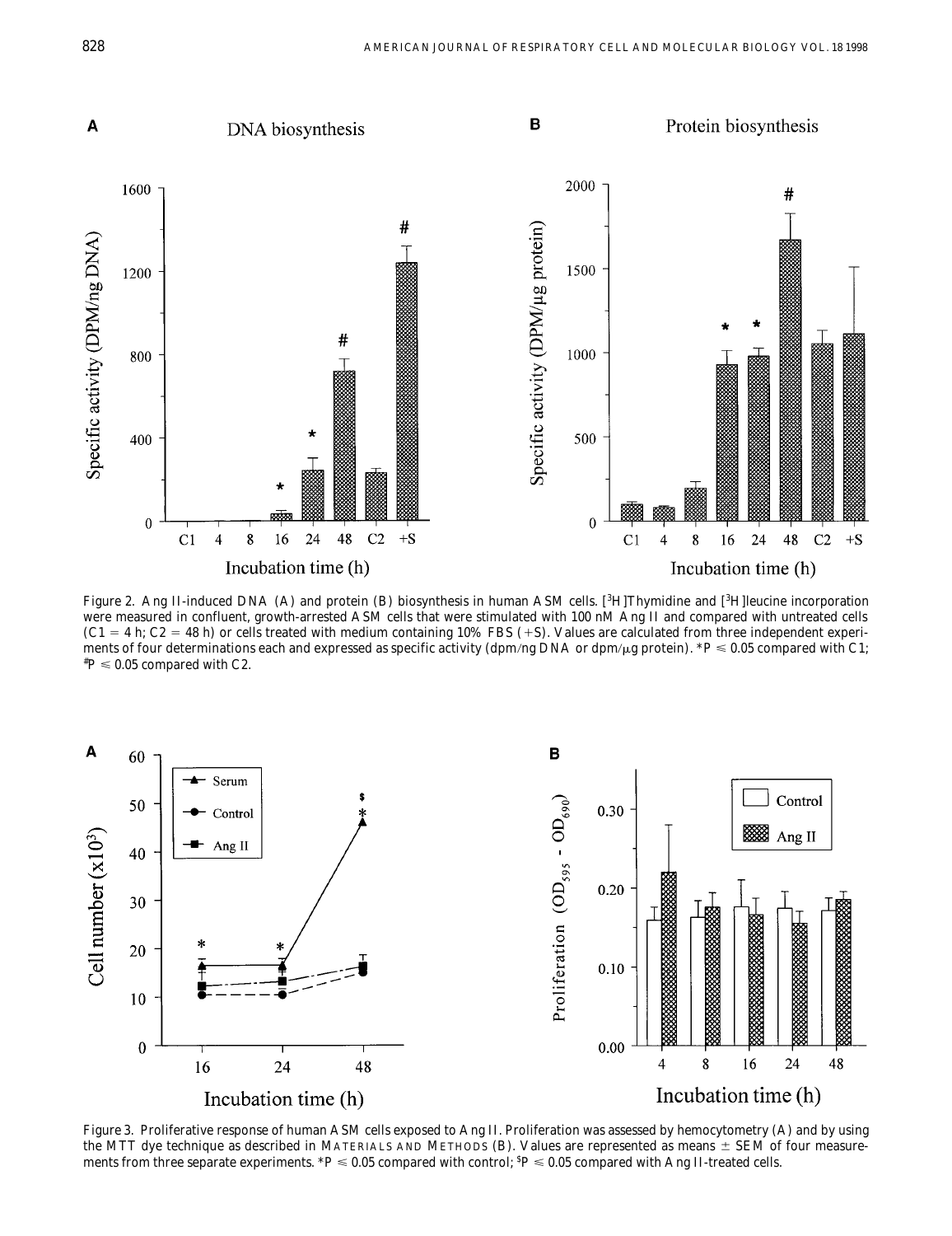*Figure 2.* Ang II-induced DNA (A) and protein (B) biosynthesis in human ASM cells. [$^3$H]Thymidine and [$^3$H]leucine incorporation were measured in confluent, growth-arrested ASM cells that were stimulated with 100 nM Ang II and compared with untreated cells (C1 = 4 h; C2 = 48 h) or cells treated with medium containing 10% FBS (+S). Values are calculated from three independent experiments of four determinations each and expressed as specific activity (dpm/ng DNA or dpm/μg protein). *$P \leqslant 0.05$ compared with C1; #$P \leqslant 0.05$ compared with C2.

*Figure 3.* Proliferative response of human ASM cells exposed to Ang II. Proliferation was assessed by hemocytometry (A) and by using the MTT dye technique as described in MATERIALS AND METHODS (B). Values are represented as means ± SEM of four measurements from three separate experiments. *$P \leqslant 0.05$ compared with control; $$P \leqslant 0.05$ compared with Ang II-treated cells.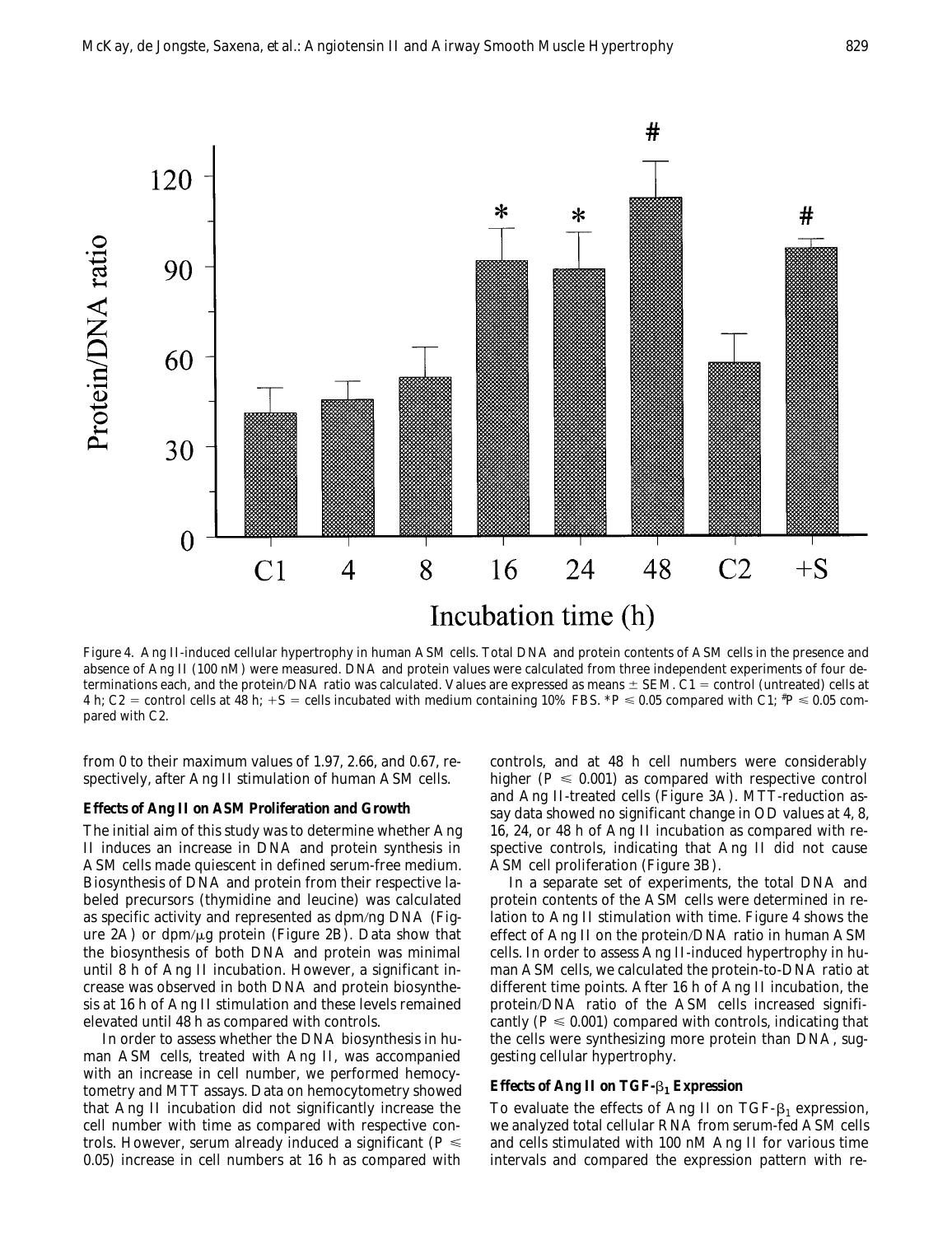Figure 4. Ang II-induced cellular hypertrophy in human ASM cells. Total DNA and protein contents of ASM cells in the presence and absence of Ang II (100 nM) were measured. DNA and protein values were calculated from three independent experiments of four determinations each, and the protein/DNA ratio was calculated. Values are expressed as means ± SEM. C1 = control (untreated) cells at 4 h; C2 = control cells at 48 h; +S = cells incubated with medium containing 10% FBS. *$P \leq 0.05$ compared with C1; #$P \leq 0.05$ compared with C2.

from 0 to their maximum values of 1.97, 2.66, and 0.67, respectively, after Ang II stimulation of human ASM cells.

### Effects of Ang II on ASM Proliferation and Growth

The initial aim of this study was to determine whether Ang II induces an increase in DNA and protein synthesis in ASM cells made quiescent in defined serum-free medium. Biosynthesis of DNA and protein from their respective labeled precursors (thymidine and leucine) was calculated as specific activity and represented as dpm/ng DNA (Figure 2A) or dpm/μg protein (Figure 2B). Data show that the biosynthesis of both DNA and protein was minimal until 8 h of Ang II incubation. However, a significant increase was observed in both DNA and protein biosynthesis at 16 h of Ang II stimulation and these levels remained elevated until 48 h as compared with controls.

In order to assess whether the DNA biosynthesis in human ASM cells, treated with Ang II, was accompanied with an increase in cell number, we performed hemocytometry and MTT assays. Data on hemocytometry showed that Ang II incubation did not significantly increase the cell number with time as compared with respective controls. However, serum already induced a significant ($P \leq 0.05$) increase in cell numbers at 16 h as compared with controls, and at 48 h cell numbers were considerably higher ($P \leq 0.001$) as compared with respective control and Ang II-treated cells (Figure 3A). MTT-reduction assay data showed no significant change in OD values at 4, 8, 16, 24, or 48 h of Ang II incubation as compared with respective controls, indicating that Ang II did not cause ASM cell proliferation (Figure 3B).

In a separate set of experiments, the total DNA and protein contents of the ASM cells were determined in relation to Ang II stimulation with time. Figure 4 shows the effect of Ang II on the protein/DNA ratio in human ASM cells. In order to assess Ang II-induced hypertrophy in human ASM cells, we calculated the protein-to-DNA ratio at different time points. After 16 h of Ang II incubation, the protein/DNA ratio of the ASM cells increased significantly ($P \leq 0.001$) compared with controls, indicating that the cells were synthesizing more protein than DNA, suggesting cellular hypertrophy.

### Effects of Ang II on TGF-$\beta_1$ Expression

To evaluate the effects of Ang II on TGF-$\beta_1$ expression, we analyzed total cellular RNA from serum-fed ASM cells and cells stimulated with 100 nM Ang II for various time intervals and compared the expression pattern with re-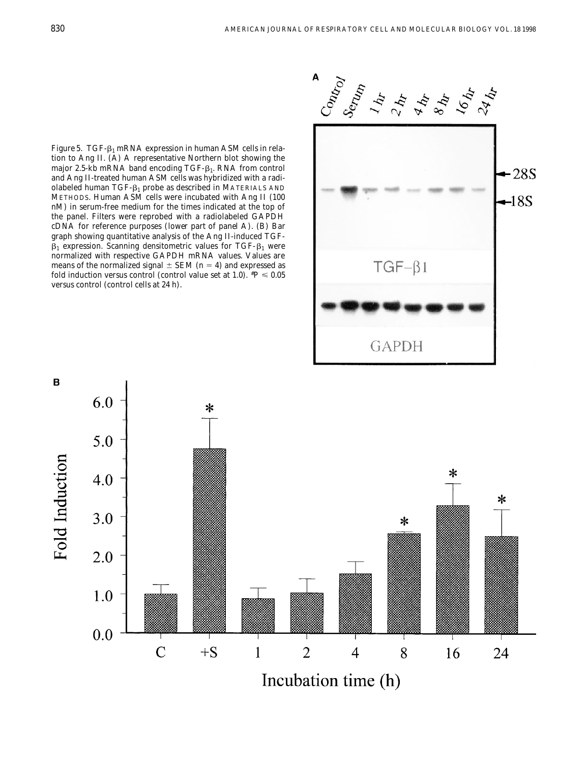Figure 5. TGF-$\beta_1$ mRNA expression in human ASM cells in relation to Ang II. (A) A representative Northern blot showing the major 2.5-kb mRNA band encoding TGF-$\beta_1$. RNA from control and Ang II-treated human ASM cells was hybridized with a radiolabeled human TGF-$\beta_1$ probe as described in MATERIALS AND METHODS. Human ASM cells were incubated with Ang II (100 nM) in serum-free medium for the times indicated at the top of the panel. Filters were reprobed with a radiolabeled GAPDH cDNA for reference purposes (lower part of panel A). (B) Bar graph showing quantitative analysis of the Ang II-induced TGF-$\beta_1$ expression. Scanning densitometric values for TGF-$\beta_1$ were normalized with respective GAPDH mRNA values. Values are means of the normalized signal ± SEM ($n = 4$) and expressed as fold induction versus control (control value set at 1.0). *$P \leq 0.05$ versus control (control cells at 24 h).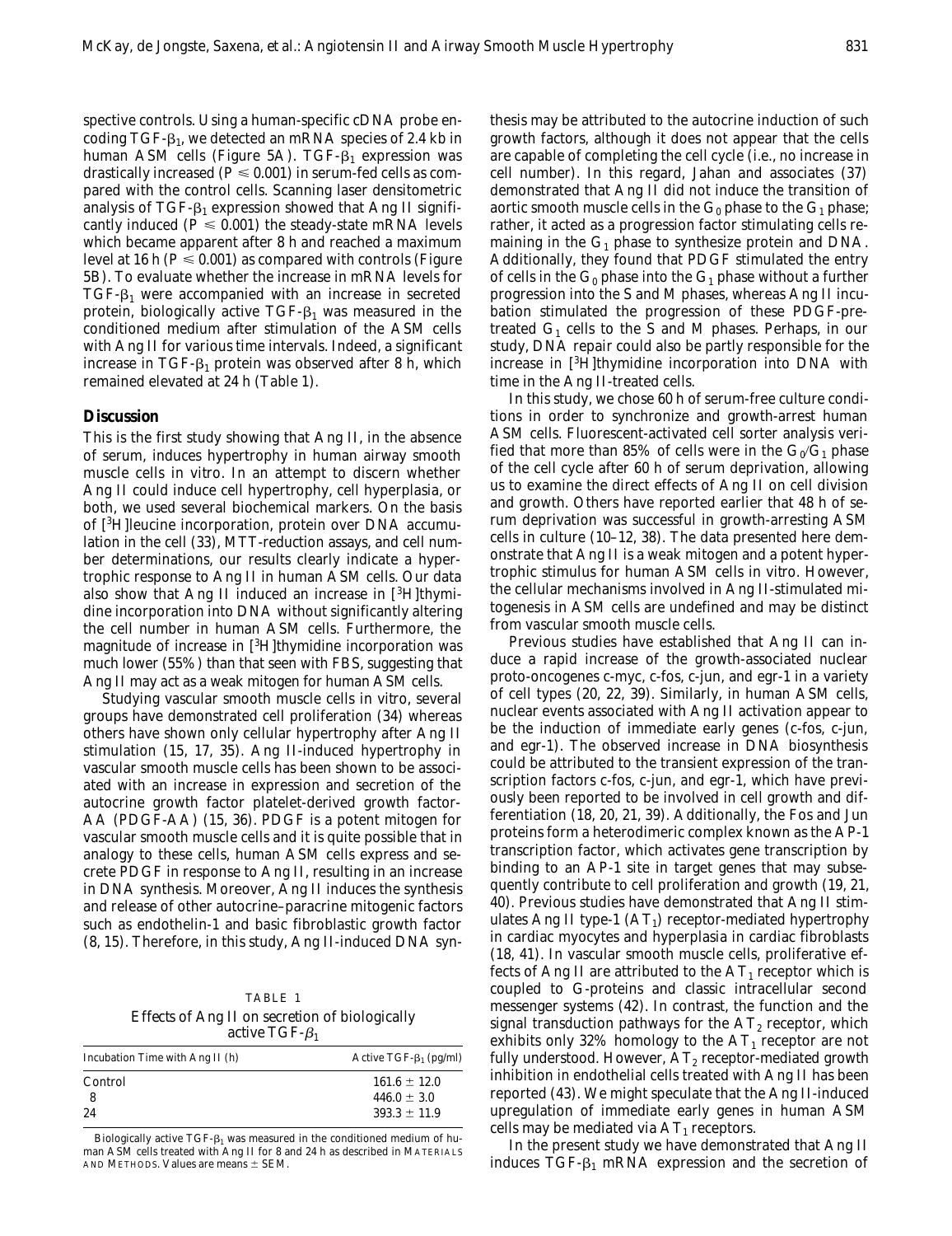spective controls. Using a human-specific cDNA probe encoding TGF-$\beta_1$, we detected an mRNA species of 2.4 kb in human ASM cells (Figure 5A). TGF-$\beta_1$ expression was drastically increased ($P \leq 0.001$) in serum-fed cells as compared with the control cells. Scanning laser densitometric analysis of TGF-$\beta_1$ expression showed that Ang II significantly induced ($P \leq 0.001$) the steady-state mRNA levels which became apparent after 8 h and reached a maximum level at 16 h ($P \leq 0.001$) as compared with controls (Figure 5B). To evaluate whether the increase in mRNA levels for TGF-$\beta_1$ were accompanied with an increase in secreted protein, biologically active TGF-$\beta_1$ was measured in the conditioned medium after stimulation of the ASM cells with Ang II for various time intervals. Indeed, a significant increase in TGF-$\beta_1$ protein was observed after 8 h, which remained elevated at 24 h (Table 1).

## Discussion

This is the first study showing that Ang II, in the absence of serum, induces hypertrophy in human airway smooth muscle cells in vitro. In an attempt to discern whether Ang II could induce cell hypertrophy, cell hyperplasia, or both, we used several biochemical markers. On the basis of [$^3$H]leucine incorporation, protein over DNA accumulation in the cell (33), MTT-reduction assays, and cell number determinations, our results clearly indicate a hypertrophic response to Ang II in human ASM cells. Our data also show that Ang II induced an increase in [$^3$H]thymidine incorporation into DNA without significantly altering the cell number in human ASM cells. Furthermore, the magnitude of increase in [$^3$H]thymidine incorporation was much lower (55%) than that seen with FBS, suggesting that Ang II may act as a weak mitogen for human ASM cells.

Studying vascular smooth muscle cells in vitro, several groups have demonstrated cell proliferation (34) whereas others have shown only cellular hypertrophy after Ang II stimulation (15, 17, 35). Ang II-induced hypertrophy in vascular smooth muscle cells has been shown to be associated with an increase in expression and secretion of the autocrine growth factor platelet-derived growth factor-AA (PDGF-AA) (15, 36). PDGF is a potent mitogen for vascular smooth muscle cells and it is quite possible that in analogy to these cells, human ASM cells express and secrete PDGF in response to Ang II, resulting in an increase in DNA synthesis. Moreover, Ang II induces the synthesis and release of other autocrine–paracrine mitogenic factors such as endothelin-1 and basic fibroblastic growth factor (8, 15). Therefore, in this study, Ang II-induced DNA synthesis may be attributed to the autocrine induction of such growth factors, although it does not appear that the cells are capable of completing the cell cycle (i.e., no increase in cell number). In this regard, Jahan and associates (37) demonstrated that Ang II did not induce the transition of aortic smooth muscle cells in the $G_0$ phase to the $G_1$ phase; rather, it acted as a progression factor stimulating cells remaining in the $G_1$ phase to synthesize protein and DNA. Additionally, they found that PDGF stimulated the entry of cells in the $G_0$ phase into the $G_1$ phase without a further progression into the S and M phases, whereas Ang II incubation stimulated the progression of these PDGF-pretreated $G_1$ cells to the S and M phases. Perhaps, in our study, DNA repair could also be partly responsible for the increase in [$^3$H]thymidine incorporation into DNA with time in the Ang II-treated cells.

In this study, we chose 60 h of serum-free culture conditions in order to synchronize and growth-arrest human ASM cells. Fluorescent-activated cell sorter analysis verified that more than 85% of cells were in the $G_0/G_1$ phase of the cell cycle after 60 h of serum deprivation, allowing us to examine the direct effects of Ang II on cell division and growth. Others have reported earlier that 48 h of serum deprivation was successful in growth-arresting ASM cells in culture (10–12, 38). The data presented here demonstrate that Ang II is a weak mitogen and a potent hypertrophic stimulus for human ASM cells in vitro. However, the cellular mechanisms involved in Ang II-stimulated mitogenesis in ASM cells are undefined and may be distinct from vascular smooth muscle cells.

Previous studies have established that Ang II can induce a rapid increase of the growth-associated nuclear proto-oncogenes c-myc, c-fos, c-jun, and egr-1 in a variety of cell types (20, 22, 39). Similarly, in human ASM cells, nuclear events associated with Ang II activation appear to be the induction of immediate early genes (c-fos, c-jun, and egr-1). The observed increase in DNA biosynthesis could be attributed to the transient expression of the transcription factors c-fos, c-jun, and egr-1, which have previously been reported to be involved in cell growth and differentiation (18, 20, 21, 39). Additionally, the Fos and Jun proteins form a heterodimeric complex known as the AP-1 transcription factor, which activates gene transcription by binding to an AP-1 site in target genes that may subsequently contribute to cell proliferation and growth (19, 21, 40). Previous studies have demonstrated that Ang II stimulates Ang II type-1 ($AT_1$) receptor-mediated hypertrophy in cardiac myocytes and hyperplasia in cardiac fibroblasts (18, 41). In vascular smooth muscle cells, proliferative effects of Ang II are attributed to the $AT_1$ receptor which is coupled to G-proteins and classic intracellular second messenger systems (42). In contrast, the function and the signal transduction pathways for the $AT_2$ receptor, which exhibits only 32% homology to the $AT_1$ receptor are not fully understood. However, $AT_2$ receptor-mediated growth inhibition in endothelial cells treated with Ang II has been reported (43). We might speculate that the Ang II-induced upregulation of immediate early genes in human ASM cells may be mediated via $AT_1$ receptors.

In the present study we have demonstrated that Ang II induces TGF-$\beta_1$ mRNA expression and the secretion of

TABLE 1
Effects of Ang II on secretion of biologically active TGF-$\beta_1$

| Incubation Time with Ang II (h) | Active TGF-$\beta_1$ (pg/ml) |
|---|---|
| Control | 161.6 ± 12.0 |
| 8 | 446.0 ± 3.0 |
| 24 | 393.3 ± 11.9 |

Biologically active TGF-$\beta_1$ was measured in the conditioned medium of human ASM cells treated with Ang II for 8 and 24 h as described in MATERIALS AND METHODS. Values are means ± SEM.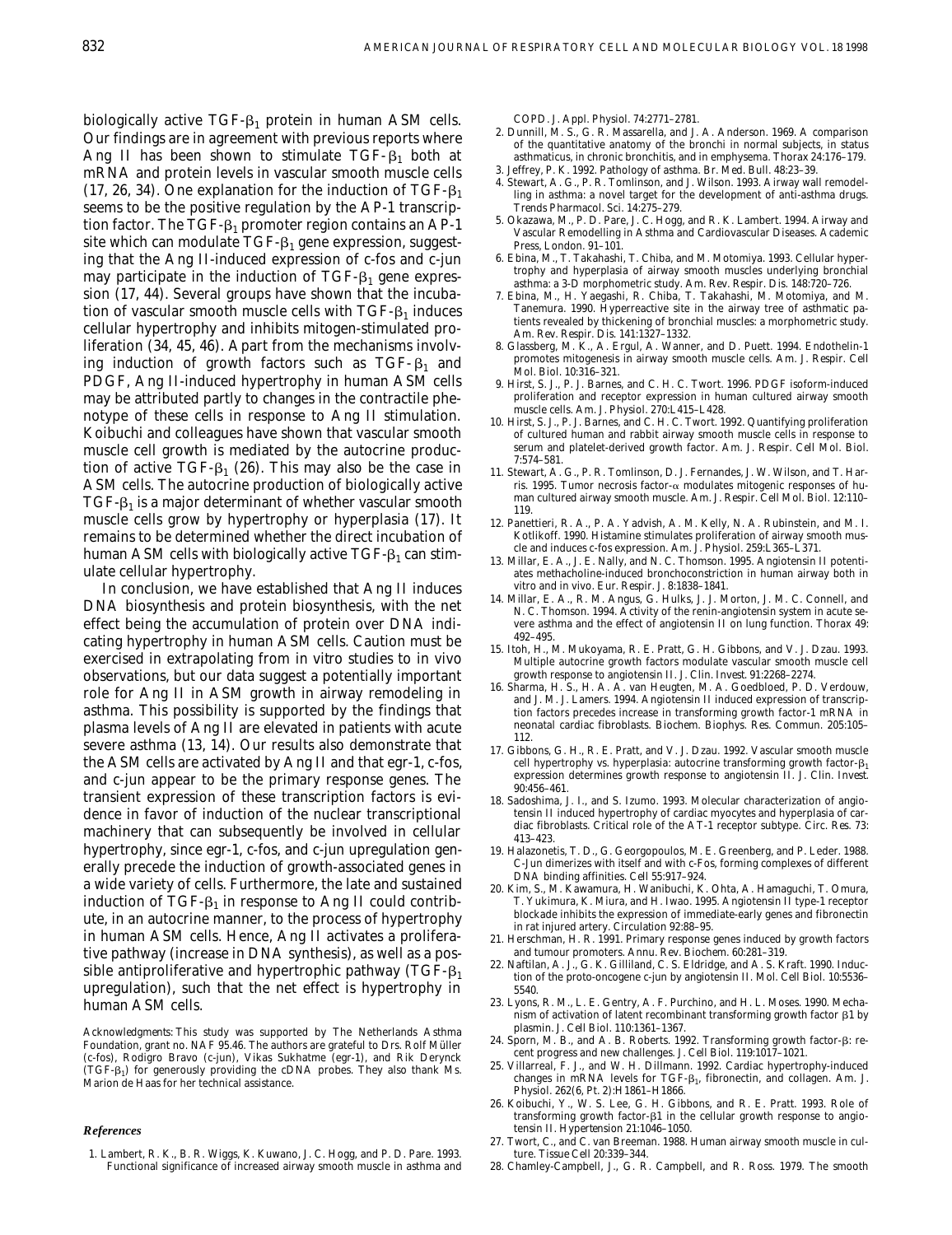biologically active TGF-$\beta_1$ protein in human ASM cells. Our findings are in agreement with previous reports where Ang II has been shown to stimulate TGF-$\beta_1$ both at mRNA and protein levels in vascular smooth muscle cells (17, 26, 34). One explanation for the induction of TGF-$\beta_1$ seems to be the positive regulation by the AP-1 transcription factor. The TGF-$\beta_1$ promoter region contains an AP-1 site which can modulate TGF-$\beta_1$ gene expression, suggesting that the Ang II-induced expression of c-fos and c-jun may participate in the induction of TGF-$\beta_1$ gene expression (17, 44). Several groups have shown that the incubation of vascular smooth muscle cells with TGF-$\beta_1$ induces cellular hypertrophy and inhibits mitogen-stimulated proliferation (34, 45, 46). Apart from the mechanisms involving induction of growth factors such as TGF-$\beta_1$ and PDGF, Ang II-induced hypertrophy in human ASM cells may be attributed partly to changes in the contractile phenotype of these cells in response to Ang II stimulation. Koibuchi and colleagues have shown that vascular smooth muscle cell growth is mediated by the autocrine production of active TGF-$\beta_1$ (26). This may also be the case in ASM cells. The autocrine production of biologically active TGF-$\beta_1$ is a major determinant of whether vascular smooth muscle cells grow by hypertrophy or hyperplasia (17). It remains to be determined whether the direct incubation of human ASM cells with biologically active TGF-$\beta_1$ can stimulate cellular hypertrophy.

In conclusion, we have established that Ang II induces DNA biosynthesis and protein biosynthesis, with the net effect being the accumulation of protein over DNA indicating hypertrophy in human ASM cells. Caution must be exercised in extrapolating from in vitro studies to in vivo observations, but our data suggest a potentially important role for Ang II in ASM growth in airway remodeling in asthma. This possibility is supported by the findings that plasma levels of Ang II are elevated in patients with acute severe asthma (13, 14). Our results also demonstrate that the ASM cells are activated by Ang II and that egr-1, c-fos, and c-jun appear to be the primary response genes. The transient expression of these transcription factors is evidence in favor of induction of the nuclear transcriptional machinery that can subsequently be involved in cellular hypertrophy, since egr-1, c-fos, and c-jun upregulation generally precede the induction of growth-associated genes in a wide variety of cells. Furthermore, the late and sustained induction of TGF-$\beta_1$ in response to Ang II could contribute, in an autocrine manner, to the process of hypertrophy in human ASM cells. Hence, Ang II activates a proliferative pathway (increase in DNA synthesis), as well as a possible antiproliferative and hypertrophic pathway (TGF-$\beta_1$ upregulation), such that the net effect is hypertrophy in human ASM cells.

*Acknowledgments:* This study was supported by The Netherlands Asthma Foundation, grant no. NAF 95.46. The authors are grateful to Drs. Rolf Müller (c-fos), Rodigro Bravo (c-jun), Vikas Sukhatme (egr-1), and Rik Derynck (TGF-$\beta_1$) for generously providing the cDNA probes. They also thank Ms. Marion de Haas for her technical assistance.

## References

1. Lambert, R. K., B. R. Wiggs, K. Kuwano, J. C. Hogg, and P. D. Pare. 1993. Functional significance of increased airway smooth muscle in asthma and COPD. *J. Appl. Physiol.* 74:2771–2781.
2. Dunnill, M. S., G. R. Massarella, and J. A. Anderson. 1969. A comparison of the quantitative anatomy of the bronchi in normal subjects, in status asthmaticus, in chronic bronchitis, and in emphysema. *Thorax* 24:176–179.
3. Jeffrey, P. K. 1992. Pathology of asthma. *Br. Med. Bull.* 48:23–39.
4. Stewart, A. G., P. R. Tomlinson, and J. Wilson. 1993. Airway wall remodelling in asthma: a novel target for the development of anti-asthma drugs. *Trends Pharmacol. Sci.* 14:275–279.
5. Okazawa, M., P. D. Pare, J. C. Hogg, and R. K. Lambert. 1994. Airway and Vascular Remodelling in Asthma and Cardiovascular Diseases. Academic Press, London. 91–101.
6. Ebina, M., T. Takahashi, T. Chiba, and M. Motomiya. 1993. Cellular hypertrophy and hyperplasia of airway smooth muscles underlying bronchial asthma: a 3-D morphometric study. *Am. Rev. Respir. Dis.* 148:720–726.
7. Ebina, M., H. Yaegashi, R. Chiba, T. Takahashi, M. Motomiya, and M. Tanemura. 1990. Hyperreactive site in the airway tree of asthmatic patients revealed by thickening of bronchial muscles: a morphometric study. *Am. Rev. Respir. Dis.* 141:1327–1332.
8. Glassberg, M. K., A. Ergul, A. Wanner, and D. Puett. 1994. Endothelin-1 promotes mitogenesis in airway smooth muscle cells. *Am. J. Respir. Cell Mol. Biol.* 10:316–321.
9. Hirst, S. J., P. J. Barnes, and C. H. C. Twort. 1996. PDGF isoform-induced proliferation and receptor expression in human cultured airway smooth muscle cells. *Am. J. Physiol.* 270:L415–L428.
10. Hirst, S. J., P. J. Barnes, and C. H. C. Twort. 1992. Quantifying proliferation of cultured human and rabbit airway smooth muscle cells in response to serum and platelet-derived growth factor. *Am. J. Respir. Cell Mol. Biol.* 7:574–581.
11. Stewart, A. G., P. R. Tomlinson, D. J. Fernandes, J. W. Wilson, and T. Harris. 1995. Tumor necrosis factor-α modulates mitogenic responses of human cultured airway smooth muscle. *Am. J. Respir. Cell Mol. Biol.* 12:110–119.
12. Panettieri, R. A., P. A. Yadvish, A. M. Kelly, N. A. Rubinstein, and M. I. Kotlikoff. 1990. Histamine stimulates proliferation of airway smooth muscle and induces c-fos expression. *Am. J. Physiol.* 259:L365–L371.
13. Millar, E. A., J. E. Nally, and N. C. Thomson. 1995. Angiotensin II potentiates methacholine-induced bronchoconstriction in human airway both in vitro and in vivo. *Eur. Respir. J.* 8:1838–1841.
14. Millar, E. A., R. M. Angus, G. Hulks, J. J. Morton, J. M. C. Connell, and N. C. Thomson. 1994. Activity of the renin-angiotensin system in acute severe asthma and the effect of angiotensin II on lung function. *Thorax* 49: 492–495.
15. Itoh, H., M. Mukoyama, R. E. Pratt, G. H. Gibbons, and V. J. Dzau. 1993. Multiple autocrine growth factors modulate vascular smooth muscle cell growth response to angiotensin II. *J. Clin. Invest.* 91:2268–2274.
16. Sharma, H. S., H. A. A. van Heugten, M. A. Goedbloed, P. D. Verdouw, and J. M. J. Lamers. 1994. Angiotensin II induced expression of transcription factors precedes increase in transforming growth factor-1 mRNA in neonatal cardiac fibroblasts. *Biochem. Biophys. Res. Commun.* 205:105–112.
17. Gibbons, G. H., R. E. Pratt, and V. J. Dzau. 1992. Vascular smooth muscle cell hypertrophy vs. hyperplasia: autocrine transforming growth factor-$\beta_1$ expression determines growth response to angiotensin II. *J. Clin. Invest.* 90:456–461.
18. Sadoshima, J. I., and S. Izumo. 1993. Molecular characterization of angiotensin II induced hypertrophy of cardiac myocytes and hyperplasia of cardiac fibroblasts. Critical role of the AT-1 receptor subtype. *Circ. Res.* 73: 413–423.
19. Halazonetis, T. D., G. Georgopoulos, M. E. Greenberg, and P. Leder. 1988. C-Jun dimerizes with itself and with c-Fos, forming complexes of different DNA binding affinities. *Cell* 55:917–924.
20. Kim, S., M. Kawamura, H. Wanibuchi, K. Ohta, A. Hamaguchi, T. Omura, T. Yukimura, K. Miura, and H. Iwao. 1995. Angiotensin II type-1 receptor blockade inhibits the expression of immediate-early genes and fibronectin in rat injured artery. *Circulation* 92:88–95.
21. Herschman, H. R. 1991. Primary response genes induced by growth factors and tumour promoters. *Annu. Rev. Biochem.* 60:281–319.
22. Naftilan, A. J., G. K. Gilliland, C. S. Eldridge, and A. S. Kraft. 1990. Induction of the proto-oncogene c-jun by angiotensin II. *Mol. Cell Biol.* 10:5536–5540.
23. Lyons, R. M., L. E. Gentry, A. F. Purchino, and H. L. Moses. 1990. Mechanism of activation of latent recombinant transforming growth factor β1 by plasmin. *J. Cell Biol.* 110:1361–1367.
24. Sporn, M. B., and A. B. Roberts. 1992. Transforming growth factor-β: recent progress and new challenges. *J. Cell Biol.* 119:1017–1021.
25. Villarreal, F. J., and W. H. Dillmann. 1992. Cardiac hypertrophy-induced changes in mRNA levels for TGF-$\beta_1$, fibronectin, and collagen. *Am. J. Physiol.* 262(6, Pt. 2):H1861–H1866.
26. Koibuchi, Y., W. S. Lee, G. H. Gibbons, and R. E. Pratt. 1993. Role of transforming growth factor-β1 in the cellular growth response to angiotensin II. *Hypertension* 21:1046–1050.
27. Twort, C., and C. van Breeman. 1988. Human airway smooth muscle in culture. *Tissue Cell* 20:339–344.
28. Chamley-Campbell, J., G. R. Campbell, and R. Ross. 1979. The smooth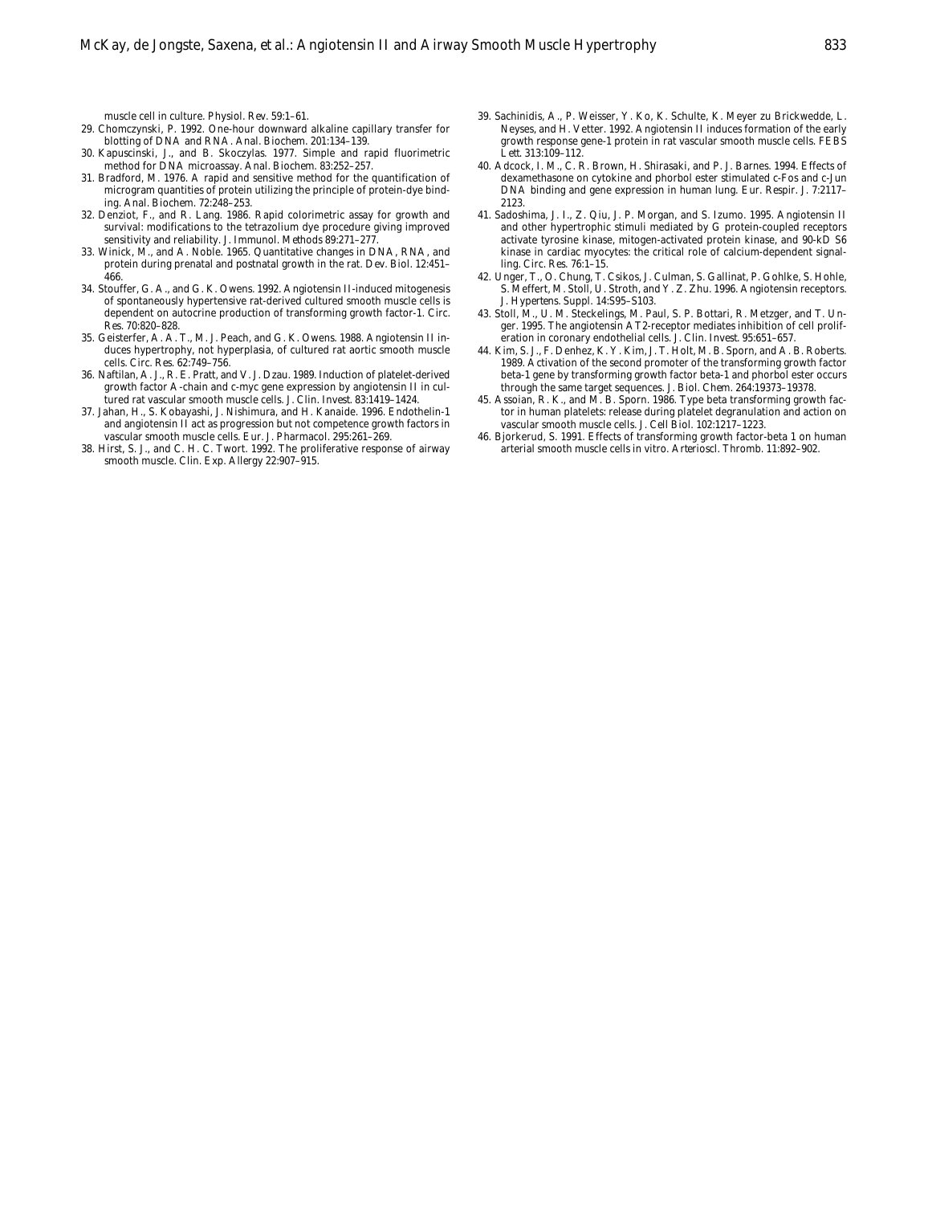muscle cell in culture. Physiol. Rev. 59:1–61.

29. Chomczynski, P. 1992. One-hour downward alkaline capillary transfer for blotting of DNA and RNA. Anal. Biochem. 201:134–139.
30. Kapuscinski, J., and B. Skoczylas. 1977. Simple and rapid fluorimetric method for DNA microassay. Anal. Biochem. 83:252–257.
31. Bradford, M. 1976. A rapid and sensitive method for the quantification of microgram quantities of protein utilizing the principle of protein-dye binding. Anal. Biochem. 72:248–253.
32. Denziot, F., and R. Lang. 1986. Rapid colorimetric assay for growth and survival: modifications to the tetrazolium dye procedure giving improved sensitivity and reliability. J. Immunol. Methods 89:271–277.
33. Winick, M., and A. Noble. 1965. Quantitative changes in DNA, RNA, and protein during prenatal and postnatal growth in the rat. Dev. Biol. 12:451–466.
34. Stouffer, G. A., and G. K. Owens. 1992. Angiotensin II-induced mitogenesis of spontaneously hypertensive rat-derived cultured smooth muscle cells is dependent on autocrine production of transforming growth factor-1. Circ. Res. 70:820–828.
35. Geisterfer, A. A. T., M. J. Peach, and G. K. Owens. 1988. Angiotensin II induces hypertrophy, not hyperplasia, of cultured rat aortic smooth muscle cells. Circ. Res. 62:749–756.
36. Naftilan, A. J., R. E. Pratt, and V. J. Dzau. 1989. Induction of platelet-derived growth factor A-chain and c-myc gene expression by angiotensin II in cultured rat vascular smooth muscle cells. J. Clin. Invest. 83:1419–1424.
37. Jahan, H., S. Kobayashi, J. Nishimura, and H. Kanaide. 1996. Endothelin-1 and angiotensin II act as progression but not competence growth factors in vascular smooth muscle cells. Eur. J. Pharmacol. 295:261–269.
38. Hirst, S. J., and C. H. C. Twort. 1992. The proliferative response of airway smooth muscle. Clin. Exp. Allergy 22:907–915.
39. Sachinidis, A., P. Weisser, Y. Ko, K. Schulte, K. Meyer zu Brickwedde, L. Neyses, and H. Vetter. 1992. Angiotensin II induces formation of the early growth response gene-1 protein in rat vascular smooth muscle cells. FEBS Lett. 313:109–112.
40. Adcock, I. M., C. R. Brown, H. Shirasaki, and P. J. Barnes. 1994. Effects of dexamethasone on cytokine and phorbol ester stimulated c-Fos and c-Jun DNA binding and gene expression in human lung. Eur. Respir. J. 7:2117–2123.
41. Sadoshima, J. I., Z. Qiu, J. P. Morgan, and S. Izumo. 1995. Angiotensin II and other hypertrophic stimuli mediated by G protein-coupled receptors activate tyrosine kinase, mitogen-activated protein kinase, and 90-kD S6 kinase in cardiac myocytes: the critical role of calcium-dependent signalling. Circ. Res. 76:1–15.
42. Unger, T., O. Chung, T. Csikos, J. Culman, S. Gallinat, P. Gohlke, S. Hohle, S. Meffert, M. Stoll, U. Stroth, and Y. Z. Zhu. 1996. Angiotensin receptors. J. Hypertens. Suppl. 14:S95–S103.
43. Stoll, M., U. M. Steckelings, M. Paul, S. P. Bottari, R. Metzger, and T. Unger. 1995. The angiotensin AT2-receptor mediates inhibition of cell proliferation in coronary endothelial cells. J. Clin. Invest. 95:651–657.
44. Kim, S. J., F. Denhez, K. Y. Kim, J. T. Holt, M. B. Sporn, and A. B. Roberts. 1989. Activation of the second promoter of the transforming growth factor beta-1 gene by transforming growth factor beta-1 and phorbol ester occurs through the same target sequences. J. Biol. Chem. 264:19373–19378.
45. Assoian, R. K., and M. B. Sporn. 1986. Type beta transforming growth factor in human platelets: release during platelet degranulation and action on vascular smooth muscle cells. J. Cell Biol. 102:1217–1223.
46. Bjorkerud, S. 1991. Effects of transforming growth factor-beta 1 on human arterial smooth muscle cells in vitro. Arterioscl. Thromb. 11:892–902.